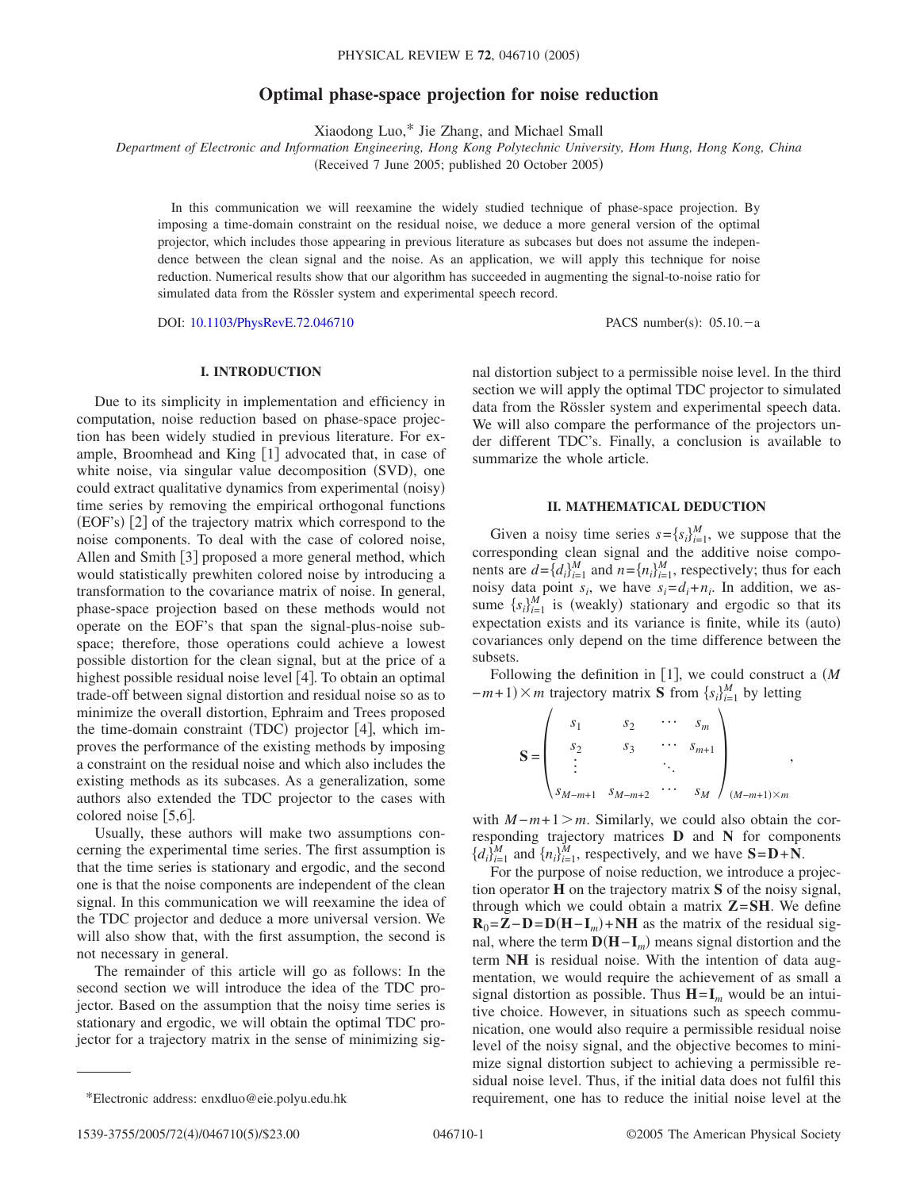# Optimal phase-space projection for noise reduction

Xiaodong Luo,* Jie Zhang, and Michael Small

*Department of Electronic and Information Engineering, Hong Kong Polytechnic University, Hom Hung, Hong Kong, China*

(Received 7 June 2005; published 20 October 2005)

In this communication we will reexamine the widely studied technique of phase-space projection. By imposing a time-domain constraint on the residual noise, we deduce a more general version of the optimal projector, which includes those appearing in previous literature as subcases but does not assume the independence between the clean signal and the noise. As an application, we will apply this technique for noise reduction. Numerical results show that our algorithm has succeeded in augmenting the signal-to-noise ratio for simulated data from the Rössler system and experimental speech record.

DOI: 10.1103/PhysRevE.72.046710 PACS number(s): 05.10.−a

## I. INTRODUCTION

Due to its simplicity in implementation and efficiency in computation, noise reduction based on phase-space projection has been widely studied in previous literature. For example, Broomhead and King [1] advocated that, in case of white noise, via singular value decomposition (SVD), one could extract qualitative dynamics from experimental (noisy) time series by removing the empirical orthogonal functions (EOF's) [2] of the trajectory matrix which correspond to the noise components. To deal with the case of colored noise, Allen and Smith [3] proposed a more general method, which would statistically prewhiten colored noise by introducing a transformation to the covariance matrix of noise. In general, phase-space projection based on these methods would not operate on the EOF's that span the signal-plus-noise subspace; therefore, those operations could achieve a lowest possible distortion for the clean signal, but at the price of a highest possible residual noise level [4]. To obtain an optimal trade-off between signal distortion and residual noise so as to minimize the overall distortion, Ephraim and Trees proposed the time-domain constraint (TDC) projector [4], which improves the performance of the existing methods by imposing a constraint on the residual noise and which also includes the existing methods as its subcases. As a generalization, some authors also extended the TDC projector to the cases with colored noise [5,6].

Usually, these authors will make two assumptions concerning the experimental time series. The first assumption is that the time series is stationary and ergodic, and the second one is that the noise components are independent of the clean signal. In this communication we will reexamine the idea of the TDC projector and deduce a more universal version. We will also show that, with the first assumption, the second is not necessary in general.

The remainder of this article will go as follows: In the second section we will introduce the idea of the TDC projector. Based on the assumption that the noisy time series is stationary and ergodic, we will obtain the optimal TDC projector for a trajectory matrix in the sense of minimizing signal distortion subject to a permissible noise level. In the third section we will apply the optimal TDC projector to simulated data from the Rössler system and experimental speech data. We will also compare the performance of the projectors under different TDC's. Finally, a conclusion is available to summarize the whole article.

## II. MATHEMATICAL DEDUCTION

Given a noisy time series $s=\{s_i\}_{i=1}^{M}$, we suppose that the corresponding clean signal and the additive noise components are $d=\{d_i\}_{i=1}^{M}$ and $n=\{n_i\}_{i=1}^{M}$, respectively; thus for each noisy data point $s_i$, we have $s_i=d_i+n_i$. In addition, we assume $\{s_i\}_{i=1}^{M}$ is (weakly) stationary and ergodic so that its expectation exists and its variance is finite, while its (auto) covariances only depend on the time difference between the subsets.

Following the definition in [1], we could construct a $(M-m+1)\times m$ trajectory matrix $\mathbf{S}$ from $\{s_i\}_{i=1}^{M}$ by letting

$$\mathbf{S}=\begin{pmatrix} s_1 & s_2 & \cdots & s_m \\ s_2 & s_3 & \cdots & s_{m+1} \\ \vdots & & \ddots & \\ s_{M-m+1} & s_{M-m+2} & \cdots & s_M \end{pmatrix}_{(M-m+1)\times m},$$

with $M-m+1>m$. Similarly, we could also obtain the corresponding trajectory matrices $\mathbf{D}$ and $\mathbf{N}$ for components $\{d_i\}_{i=1}^{M}$ and $\{n_i\}_{i=1}^{M}$, respectively, and we have $\mathbf{S}=\mathbf{D}+\mathbf{N}$.

For the purpose of noise reduction, we introduce a projection operator $\mathbf{H}$ on the trajectory matrix $\mathbf{S}$ of the noisy signal, through which we could obtain a matrix $\mathbf{Z}=\mathbf{SH}$. We define $\mathbf{R}_0=\mathbf{Z}-\mathbf{D}=\mathbf{D}(\mathbf{H}-\mathbf{I}_m)+\mathbf{NH}$ as the matrix of the residual signal, where the term $\mathbf{D}(\mathbf{H}-\mathbf{I}_m)$ means signal distortion and the term $\mathbf{NH}$ is residual noise. With the intention of data augmentation, we would require the achievement of as small a signal distortion as possible. Thus $\mathbf{H}=\mathbf{I}_m$ would be an intuitive choice. However, in situations such as speech communication, one would also require a permissible residual noise level of the noisy signal, and the objective becomes to minimize signal distortion subject to achieving a permissible residual noise level. Thus, if the initial data does not fulfil this requirement, one has to reduce the initial noise level at the

*Electronic address: enxdluo@eie.polyu.edu.hk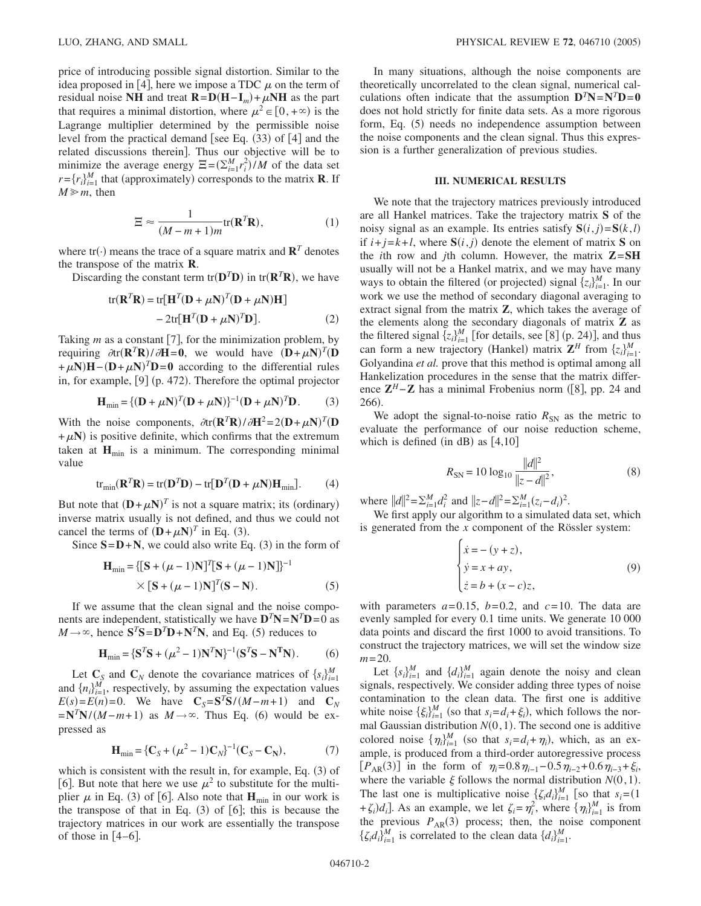price of introducing possible signal distortion. Similar to the idea proposed in [4], here we impose a TDC $\mu$ on the term of residual noise $\mathbf{NH}$ and treat $\mathbf{R}=\mathbf{D}(\mathbf{H}-\mathbf{I}_m)+\mu\mathbf{NH}$ as the part that requires a minimal distortion, where $\mu^2\in[0,+\infty)$ is the Lagrange multiplier determined by the permissible noise level from the practical demand [see Eq. (33) of [4] and the related discussions therein]. Thus our objective will be to minimize the average energy $\Xi=(\sum_{i=1}^{M}r_i^2)/M$ of the data set $r=\{r_i\}_{i=1}^{M}$ that (approximately) corresponds to the matrix $\mathbf{R}$. If $M\gg m$, then

$$\Xi \approx \frac{1}{(M-m+1)m}\mathrm{tr}(\mathbf{R}^T\mathbf{R}), \tag{1}$$

where $\mathrm{tr}(\cdot)$ means the trace of a square matrix and $\mathbf{R}^T$ denotes the transpose of the matrix $\mathbf{R}$.

Discarding the constant term $\mathrm{tr}(\mathbf{D}^T\mathbf{D})$ in $\mathrm{tr}(\mathbf{R}^T\mathbf{R})$, we have

$$\begin{aligned}\mathrm{tr}(\mathbf{R}^T\mathbf{R}) &= \mathrm{tr}[\mathbf{H}^T(\mathbf{D}+\mu\mathbf{N})^T(\mathbf{D}+\mu\mathbf{N})\mathbf{H}] \\ &\quad - 2\mathrm{tr}[\mathbf{H}^T(\mathbf{D}+\mu\mathbf{N})^T\mathbf{D}].\end{aligned} \tag{2}$$

Taking $m$ as a constant [7], for the minimization problem, by requiring $\partial\mathrm{tr}(\mathbf{R}^T\mathbf{R})/\partial\mathbf{H}=\mathbf{0}$, we would have $(\mathbf{D}+\mu\mathbf{N})^T(\mathbf{D}+\mu\mathbf{N})\mathbf{H}-(\mathbf{D}+\mu\mathbf{N})^T\mathbf{D}=\mathbf{0}$ according to the differential rules in, for example, [9] (p. 472). Therefore the optimal projector

$$\mathbf{H}_{\min}=\{(\mathbf{D}+\mu\mathbf{N})^T(\mathbf{D}+\mu\mathbf{N})\}^{-1}(\mathbf{D}+\mu\mathbf{N})^T\mathbf{D}. \tag{3}$$

With the noise components, $\partial\mathrm{tr}(\mathbf{R}^T\mathbf{R})/\partial\mathbf{H}^2=2(\mathbf{D}+\mu\mathbf{N})^T(\mathbf{D}+\mu\mathbf{N})$ is positive definite, which confirms that the extremum taken at $\mathbf{H}_{\min}$ is a minimum. The corresponding minimal value

$$\mathrm{tr}_{\min}(\mathbf{R}^T\mathbf{R})=\mathrm{tr}(\mathbf{D}^T\mathbf{D})-\mathrm{tr}[\mathbf{D}^T(\mathbf{D}+\mu\mathbf{N})\mathbf{H}_{\min}]. \tag{4}$$

But note that $(\mathbf{D}+\mu\mathbf{N})^T$ is not a square matrix; its (ordinary) inverse matrix usually is not defined, and thus we could not cancel the terms of $(\mathbf{D}+\mu\mathbf{N})^T$ in Eq. (3).

Since $\mathbf{S}=\mathbf{D}+\mathbf{N}$, we could also write Eq. (3) in the form of

$$\begin{aligned}\mathbf{H}_{\min} &= \{[\mathbf{S}+(\mu-1)\mathbf{N}]^T[\mathbf{S}+(\mu-1)\mathbf{N}]\}^{-1} \\ &\quad \times[\mathbf{S}+(\mu-1)\mathbf{N}]^T(\mathbf{S}-\mathbf{N}).\end{aligned} \tag{5}$$

If we assume that the clean signal and the noise components are independent, statistically we have $\mathbf{D}^T\mathbf{N}=\mathbf{N}^T\mathbf{D}=0$ as $M\to\infty$, hence $\mathbf{S}^T\mathbf{S}=\mathbf{D}^T\mathbf{D}+\mathbf{N}^T\mathbf{N}$, and Eq. (5) reduces to

$$\mathbf{H}_{\min}=\{\mathbf{S}^T\mathbf{S}+(\mu^2-1)\mathbf{N}^T\mathbf{N}\}^{-1}(\mathbf{S}^T\mathbf{S}-\mathbf{N}^T\mathbf{N}). \tag{6}$$

Let $\mathbf{C}_S$ and $\mathbf{C}_N$ denote the covariance matrices of $\{s_i\}_{i=1}^{M}$ and $\{n_i\}_{i=1}^{M}$, respectively, by assuming the expectation values $E(s)=E(n)=0$. We have $\mathbf{C}_S=\mathbf{S}^T\mathbf{S}/(M-m+1)$ and $\mathbf{C}_N=\mathbf{N}^T\mathbf{N}/(M-m+1)$ as $M\to\infty$. Thus Eq. (6) would be expressed as

$$\mathbf{H}_{\min}=\{\mathbf{C}_S+(\mu^2-1)\mathbf{C}_N\}^{-1}(\mathbf{C}_S-\mathbf{C}_N), \tag{7}$$

which is consistent with the result in, for example, Eq. (3) of [6]. But note that here we use $\mu^2$ to substitute for the multiplier $\mu$ in Eq. (3) of [6]. Also note that $\mathbf{H}_{\min}$ in our work is the transpose of that in Eq. (3) of [6]; this is because the trajectory matrices in our work are essentially the transpose of those in [4–6].

In many situations, although the noise components are theoretically uncorrelated to the clean signal, numerical calculations often indicate that the assumption $\mathbf{D}^T\mathbf{N}=\mathbf{N}^T\mathbf{D}=\mathbf{0}$ does not hold strictly for finite data sets. As a more rigorous form, Eq. (5) needs no independence assumption between the noise components and the clean signal. Thus this expression is a further generalization of previous studies.

## III. NUMERICAL RESULTS

We note that the trajectory matrices previously introduced are all Hankel matrices. Take the trajectory matrix $\mathbf{S}$ of the noisy signal as an example. Its entries satisfy $\mathbf{S}(i,j)=\mathbf{S}(k,l)$ if $i+j=k+l$, where $\mathbf{S}(i,j)$ denote the element of matrix $\mathbf{S}$ on the $i$th row and $j$th column. However, the matrix $\mathbf{Z}=\mathbf{SH}$ usually will not be a Hankel matrix, and we may have many ways to obtain the filtered (or projected) signal $\{z_i\}_{i=1}^{M}$. In our work we use the method of secondary diagonal averaging to extract signal from the matrix $\mathbf{Z}$, which takes the average of the elements along the secondary diagonals of matrix $\mathbf{Z}$ as the filtered signal $\{z_i\}_{i=1}^{M}$ [for details, see [8] (p. 24)], and thus can form a new trajectory (Hankel) matrix $\mathbf{Z}^H$ from $\{z_i\}_{i=1}^{M}$. Golyandina *et al.* prove that this method is optimal among all Hankelization procedures in the sense that the matrix difference $\mathbf{Z}^H-\mathbf{Z}$ has a minimal Frobenius norm ([8], pp. 24 and 266).

We adopt the signal-to-noise ratio $R_{\mathrm{SN}}$ as the metric to evaluate the performance of our noise reduction scheme, which is defined (in dB) as [4,10]

$$R_{\mathrm{SN}}=10\log_{10}\frac{\|d\|^2}{\|z-d\|^2}, \tag{8}$$

where $\|d\|^2=\sum_{i=1}^{M}d_i^2$ and $\|z-d\|^2=\sum_{i=1}^{M}(z_i-d_i)^2$.

We first apply our algorithm to a simulated data set, which is generated from the $x$ component of the Rössler system:

$$\begin{cases}\dot{x}=-(y+z),\\ \dot{y}=x+ay,\\ \dot{z}=b+(x-c)z,\end{cases} \tag{9}$$

with parameters $a=0.15$, $b=0.2$, and $c=10$. The data are evenly sampled for every 0.1 time units. We generate 10 000 data points and discard the first 1000 to avoid transitions. To construct the trajectory matrices, we will set the window size $m=20$.

Let $\{s_i\}_{i=1}^{M}$ and $\{d_i\}_{i=1}^{M}$ again denote the noisy and clean signals, respectively. We consider adding three types of noise contamination to the clean data. The first one is additive white noise $\{\xi_i\}_{i=1}^{M}$ (so that $s_i=d_i+\xi_i$), which follows the normal Gaussian distribution $N(0,1)$. The second one is additive colored noise $\{\eta_i\}_{i=1}^{M}$ (so that $s_i=d_i+\eta_i$), which, as an example, is produced from a third-order autoregressive process $[P_{\mathrm{AR}}(3)]$ in the form of $\eta_i=0.8\eta_{i-1}-0.5\eta_{i-2}+0.6\eta_{i-3}+\xi_i$, where the variable $\xi$ follows the normal distribution $N(0,1)$. The last one is multiplicative noise $\{\zeta_i d_i\}_{i=1}^{M}$ [so that $s_i=(1+\zeta_i)d_i$]. As an example, we let $\zeta_i=\eta_i^2$, where $\{\eta_i\}_{i=1}^{M}$ is from the previous $P_{\mathrm{AR}}(3)$ process; then, the noise component $\{\zeta_i d_i\}_{i=1}^{M}$ is correlated to the clean data $\{d_i\}_{i=1}^{M}$.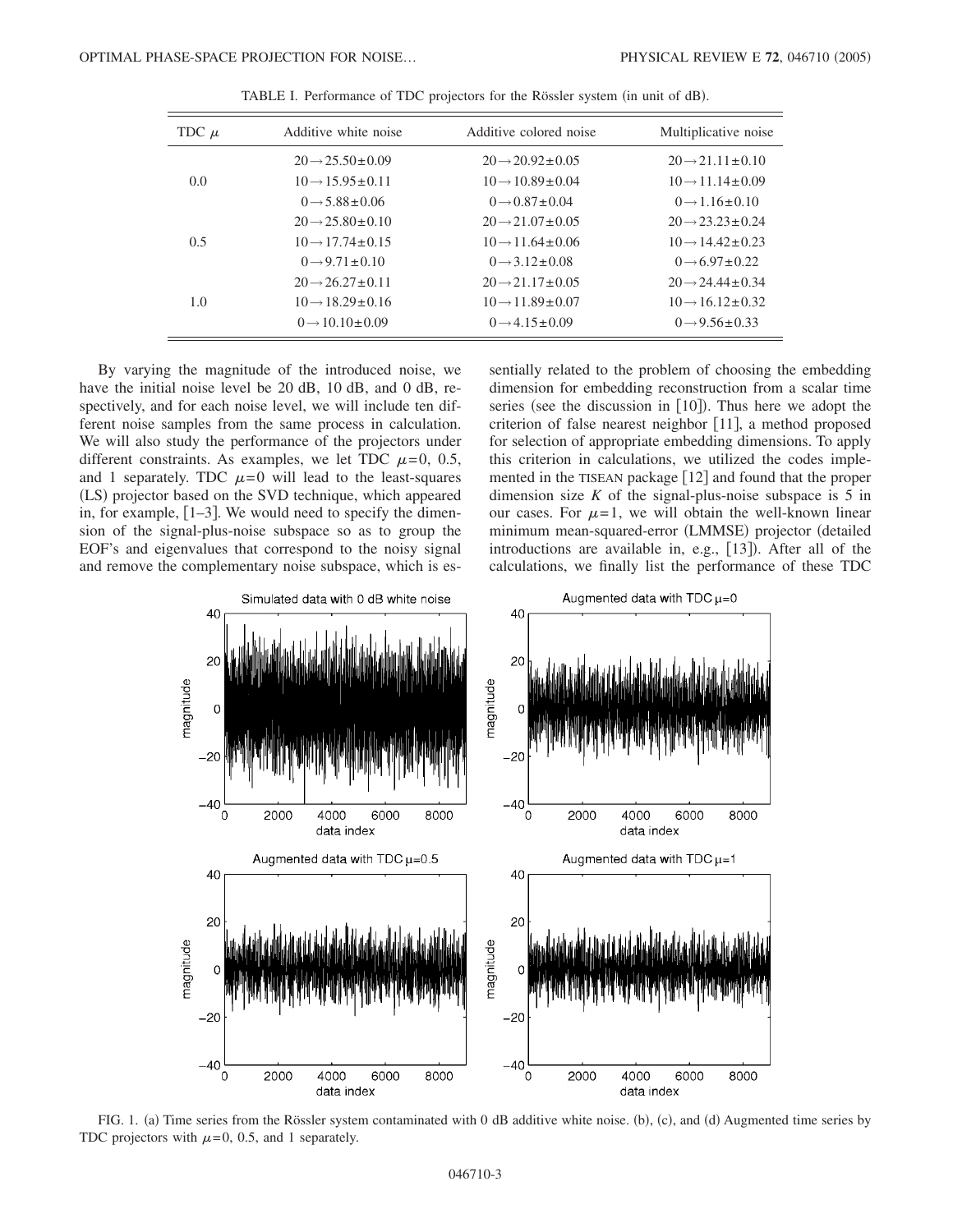TABLE I. Performance of TDC projectors for the Rössler system (in unit of dB).

| TDC $\mu$ | Additive white noise | Additive colored noise | Multiplicative noise |
|---|---|---|---|
| 0.0 | $20 \to 25.50 \pm 0.09$ | $20 \to 20.92 \pm 0.05$ | $20 \to 21.11 \pm 0.10$ |
| | $10 \to 15.95 \pm 0.11$ | $10 \to 10.89 \pm 0.04$ | $10 \to 11.14 \pm 0.09$ |
| | $0 \to 5.88 \pm 0.06$ | $0 \to 0.87 \pm 0.04$ | $0 \to 1.16 \pm 0.10$ |
| 0.5 | $20 \to 25.80 \pm 0.10$ | $20 \to 21.07 \pm 0.05$ | $20 \to 23.23 \pm 0.24$ |
| | $10 \to 17.74 \pm 0.15$ | $10 \to 11.64 \pm 0.06$ | $10 \to 14.42 \pm 0.23$ |
| | $0 \to 9.71 \pm 0.10$ | $0 \to 3.12 \pm 0.08$ | $0 \to 6.97 \pm 0.22$ |
| 1.0 | $20 \to 26.27 \pm 0.11$ | $20 \to 21.17 \pm 0.05$ | $20 \to 24.44 \pm 0.34$ |
| | $10 \to 18.29 \pm 0.16$ | $10 \to 11.89 \pm 0.07$ | $10 \to 16.12 \pm 0.32$ |
| | $0 \to 10.10 \pm 0.09$ | $0 \to 4.15 \pm 0.09$ | $0 \to 9.56 \pm 0.33$ |

By varying the magnitude of the introduced noise, we have the initial noise level be 20 dB, 10 dB, and 0 dB, respectively, and for each noise level, we will include ten different noise samples from the same process in calculation. We will also study the performance of the projectors under different constraints. As examples, we let TDC $\mu=0$, 0.5, and 1 separately. TDC $\mu=0$ will lead to the least-squares (LS) projector based on the SVD technique, which appeared in, for example, [1–3]. We would need to specify the dimension of the signal-plus-noise subspace so as to group the EOF's and eigenvalues that correspond to the noisy signal and remove the complementary noise subspace, which is essentially related to the problem of choosing the embedding dimension for embedding reconstruction from a scalar time series (see the discussion in [10]). Thus here we adopt the criterion of false nearest neighbor [11], a method proposed for selection of appropriate embedding dimensions. To apply this criterion in calculations, we utilized the codes implemented in the TISEAN package [12] and found that the proper dimension size $K$ of the signal-plus-noise subspace is 5 in our cases. For $\mu=1$, we will obtain the well-known linear minimum mean-squared-error (LMMSE) projector (detailed introductions are available in, e.g., [13]). After all of the calculations, we finally list the performance of these TDC

FIG. 1. (a) Time series from the Rössler system contaminated with 0 dB additive white noise. (b), (c), and (d) Augmented time series by TDC projectors with $\mu=0$, 0.5, and 1 separately.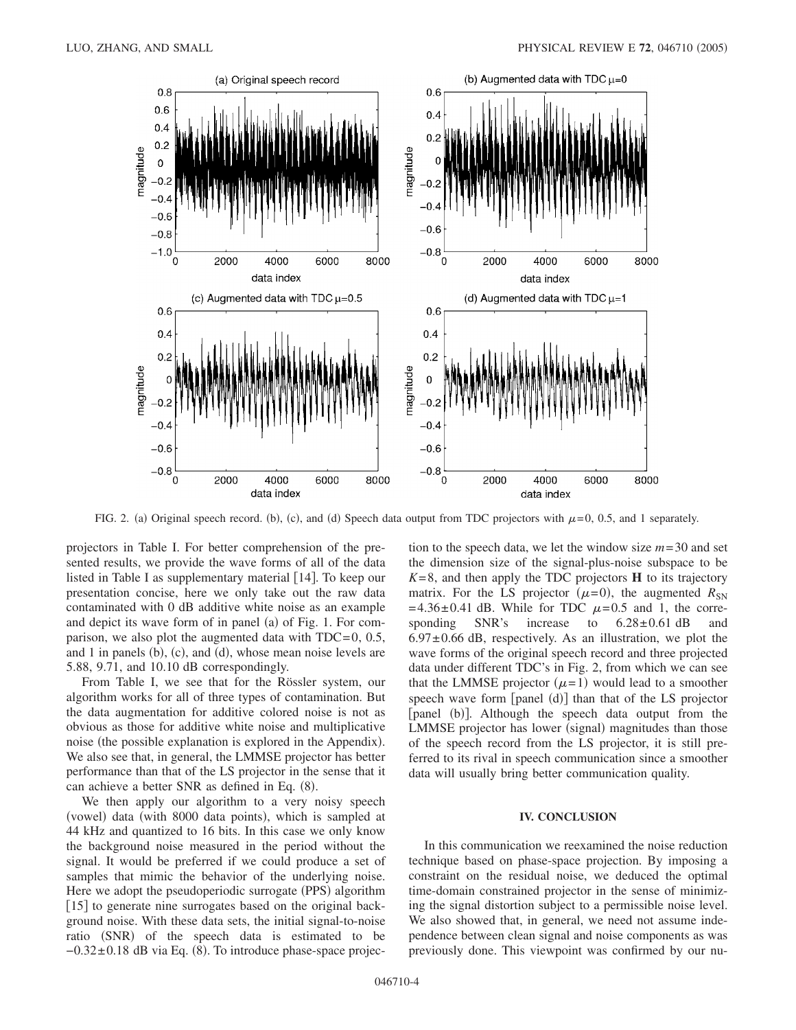FIG. 2. (a) Original speech record. (b), (c), and (d) Speech data output from TDC projectors with $\mu=0$, 0.5, and 1 separately.

projectors in Table I. For better comprehension of the presented results, we provide the wave forms of all of the data listed in Table I as supplementary material [14]. To keep our presentation concise, here we only take out the raw data contaminated with 0 dB additive white noise as an example and depict its wave form of in panel (a) of Fig. 1. For comparison, we also plot the augmented data with TDC=0, 0.5, and 1 in panels (b), (c), and (d), whose mean noise levels are 5.88, 9.71, and 10.10 dB correspondingly.

From Table I, we see that for the Rössler system, our algorithm works for all of three types of contamination. But the data augmentation for additive colored noise is not as obvious as those for additive white noise and multiplicative noise (the possible explanation is explored in the Appendix). We also see that, in general, the LMMSE projector has better performance than that of the LS projector in the sense that it can achieve a better SNR as defined in Eq. (8).

We then apply our algorithm to a very noisy speech (vowel) data (with 8000 data points), which is sampled at 44 kHz and quantized to 16 bits. In this case we only know the background noise measured in the period without the signal. It would be preferred if we could produce a set of samples that mimic the behavior of the underlying noise. Here we adopt the pseudoperiodic surrogate (PPS) algorithm [15] to generate nine surrogates based on the original background noise. With these data sets, the initial signal-to-noise ratio (SNR) of the speech data is estimated to be $-0.32\pm0.18$ dB via Eq. (8). To introduce phase-space projection to the speech data, we let the window size $m=30$ and set the dimension size of the signal-plus-noise subspace to be $K=8$, and then apply the TDC projectors $\mathbf{H}$ to its trajectory matrix. For the LS projector ($\mu=0$), the augmented $R_{\mathrm{SN}}=4.36\pm0.41$ dB. While for TDC $\mu=0.5$ and 1, the corresponding SNR's increase to $6.28\pm0.61$ dB and $6.97\pm0.66$ dB, respectively. As an illustration, we plot the wave forms of the original speech record and three projected data under different TDC's in Fig. 2, from which we can see that the LMMSE projector ($\mu=1$) would lead to a smoother speech wave form [panel (d)] than that of the LS projector [panel (b)]. Although the speech data output from the LMMSE projector has lower (signal) magnitudes than those of the speech record from the LS projector, it is still preferred to its rival in speech communication since a smoother data will usually bring better communication quality.

## IV. CONCLUSION

In this communication we reexamined the noise reduction technique based on phase-space projection. By imposing a constraint on the residual noise, we deduced the optimal time-domain constrained projector in the sense of minimizing the signal distortion subject to a permissible noise level. We also showed that, in general, we need not assume independence between clean signal and noise components as was previously done. This viewpoint was confirmed by our nu-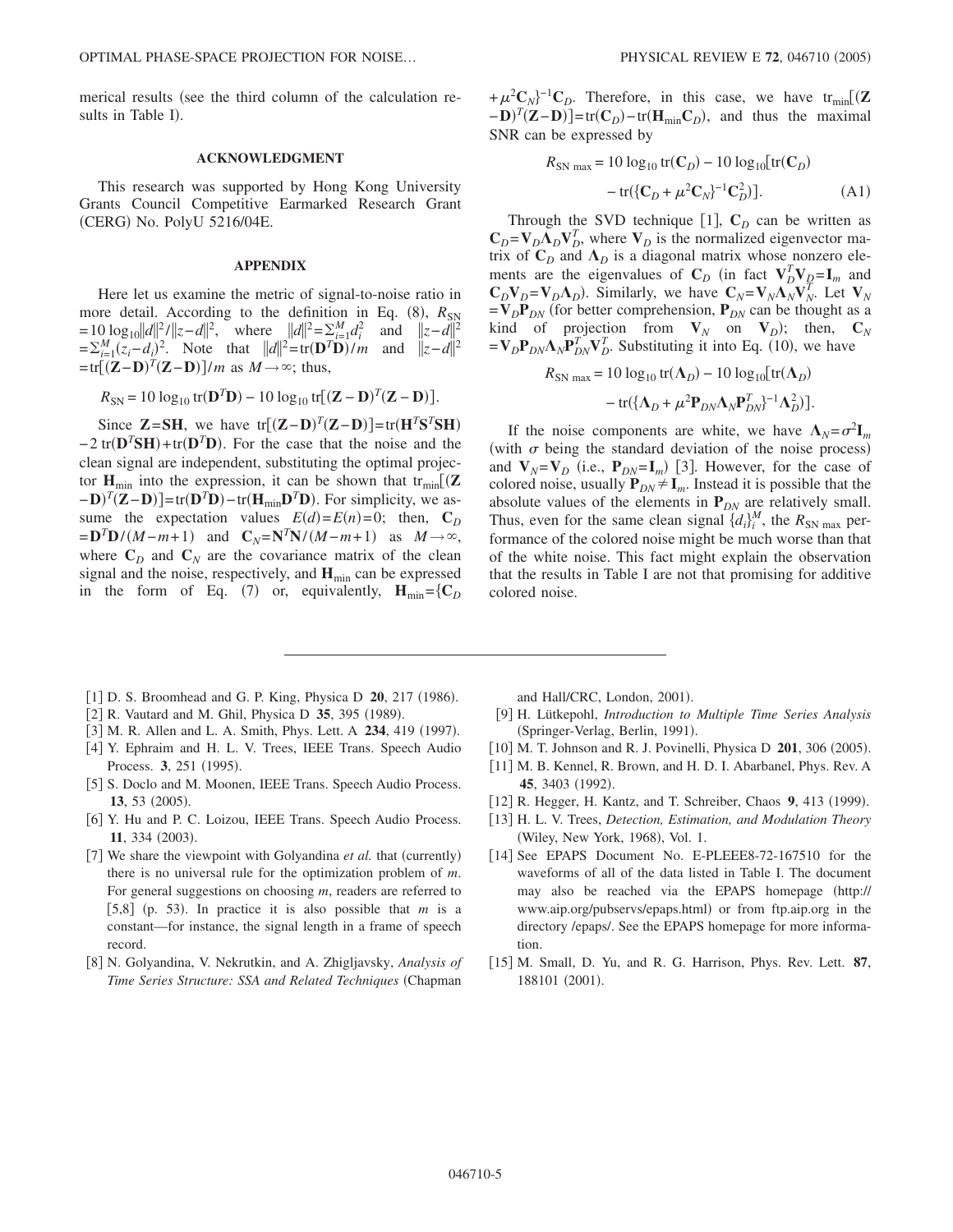merical results (see the third column of the calculation results in Table I).

## ACKNOWLEDGMENT

This research was supported by Hong Kong University Grants Council Competitive Earmarked Research Grant (CERG) No. PolyU 5216/04E.

## APPENDIX

Here let us examine the metric of signal-to-noise ratio in more detail. According to the definition in Eq. (8), $R_{SN} = 10\log_{10}\|d\|^2/\|z-d\|^2$, where $\|d\|^2 = \sum_{i=1}^{M} d_i^2$ and $\|z-d\|^2 = \sum_{i=1}^{M}(z_i - d_i)^2$. Note that $\|d\|^2 = \mathrm{tr}(\mathbf{D}^T\mathbf{D})/m$ and $\|z-d\|^2 = \mathrm{tr}[(\mathbf{Z}-\mathbf{D})^T(\mathbf{Z}-\mathbf{D})]/m$ as $M\to\infty$; thus,

$$R_{SN} = 10\log_{10}\mathrm{tr}(\mathbf{D}^T\mathbf{D}) - 10\log_{10}\mathrm{tr}[(\mathbf{Z}-\mathbf{D})^T(\mathbf{Z}-\mathbf{D})].$$

Since $\mathbf{Z}=\mathbf{SH}$, we have $\mathrm{tr}[(\mathbf{Z}-\mathbf{D})^T(\mathbf{Z}-\mathbf{D})] = \mathrm{tr}(\mathbf{H}^T\mathbf{S}^T\mathbf{SH}) - 2\,\mathrm{tr}(\mathbf{D}^T\mathbf{SH}) + \mathrm{tr}(\mathbf{D}^T\mathbf{D})$. For the case that the noise and the clean signal are independent, substituting the optimal projector $\mathbf{H}_{\min}$ into the expression, it can be shown that $\mathrm{tr}_{\min}[(\mathbf{Z}-\mathbf{D})^T(\mathbf{Z}-\mathbf{D})] = \mathrm{tr}(\mathbf{D}^T\mathbf{D}) - \mathrm{tr}(\mathbf{H}_{\min}\mathbf{D}^T\mathbf{D})$. For simplicity, we assume the expectation values $E(d)=E(n)=0$; then, $\mathbf{C}_D = \mathbf{D}^T\mathbf{D}/(M-m+1)$ and $\mathbf{C}_N = \mathbf{N}^T\mathbf{N}/(M-m+1)$ as $M\to\infty$, where $\mathbf{C}_D$ and $\mathbf{C}_N$ are the covariance matrix of the clean signal and the noise, respectively, and $\mathbf{H}_{\min}$ can be expressed in the form of Eq. (7) or, equivalently, $\mathbf{H}_{\min} = \{\mathbf{C}_D + \mu^2\mathbf{C}_N\}^{-1}\mathbf{C}_D$. Therefore, in this case, we have $\mathrm{tr}_{\min}[(\mathbf{Z}-\mathbf{D})^T(\mathbf{Z}-\mathbf{D})] = \mathrm{tr}(\mathbf{C}_D) - \mathrm{tr}(\mathbf{H}_{\min}\mathbf{C}_D)$, and thus the maximal SNR can be expressed by

$$R_{SN\max} = 10\log_{10}\mathrm{tr}(\mathbf{C}_D) - 10\log_{10}[\mathrm{tr}(\mathbf{C}_D) - \mathrm{tr}(\{\mathbf{C}_D + \mu^2\mathbf{C}_N\}^{-1}\mathbf{C}_D^2)]. \quad \text{(A1)}$$

Through the SVD technique [1], $\mathbf{C}_D$ can be written as $\mathbf{C}_D = \mathbf{V}_D\mathbf{\Lambda}_D\mathbf{V}_D^T$, where $\mathbf{V}_D$ is the normalized eigenvector matrix of $\mathbf{C}_D$ and $\mathbf{\Lambda}_D$ is a diagonal matrix whose nonzero elements are the eigenvalues of $\mathbf{C}_D$ (in fact $\mathbf{V}_D^T\mathbf{V}_D = \mathbf{I}_m$ and $\mathbf{C}_D\mathbf{V}_D = \mathbf{V}_D\mathbf{\Lambda}_D$). Similarly, we have $\mathbf{C}_N = \mathbf{V}_N\mathbf{\Lambda}_N\mathbf{V}_N^T$. Let $\mathbf{V}_N = \mathbf{V}_D\mathbf{P}_{DN}$ (for better comprehension, $\mathbf{P}_{DN}$ can be thought as a kind of projection from $\mathbf{V}_N$ on $\mathbf{V}_D$); then, $\mathbf{C}_N = \mathbf{V}_D\mathbf{P}_{DN}\mathbf{\Lambda}_N\mathbf{P}_{DN}^T\mathbf{V}_D^T$. Substituting it into Eq. (10), we have

$$R_{SN\max} = 10\log_{10}\mathrm{tr}(\mathbf{\Lambda}_D) - 10\log_{10}[\mathrm{tr}(\mathbf{\Lambda}_D) - \mathrm{tr}(\{\mathbf{\Lambda}_D + \mu^2\mathbf{P}_{DN}\mathbf{\Lambda}_N\mathbf{P}_{DN}^T\}^{-1}\mathbf{\Lambda}_D^2)].$$

If the noise components are white, we have $\mathbf{\Lambda}_N = \sigma^2\mathbf{I}_m$ (with $\sigma$ being the standard deviation of the noise process) and $\mathbf{V}_N = \mathbf{V}_D$ (i.e., $\mathbf{P}_{DN} = \mathbf{I}_m$) [3]. However, for the case of colored noise, usually $\mathbf{P}_{DN} \neq \mathbf{I}_m$. Instead it is possible that the absolute values of the elements in $\mathbf{P}_{DN}$ are relatively small. Thus, even for the same clean signal $\{d_i\}_i^M$, the $R_{SN\max}$ performance of the colored noise might be much worse than that of the white noise. This fact might explain the observation that the results in Table I are not that promising for additive colored noise.

---

[1] D. S. Broomhead and G. P. King, Physica D **20**, 217 (1986).

[2] R. Vautard and M. Ghil, Physica D **35**, 395 (1989).

[3] M. R. Allen and L. A. Smith, Phys. Lett. A **234**, 419 (1997).

[4] Y. Ephraim and H. L. V. Trees, IEEE Trans. Speech Audio Process. **3**, 251 (1995).

[5] S. Doclo and M. Moonen, IEEE Trans. Speech Audio Process. **13**, 53 (2005).

[6] Y. Hu and P. C. Loizou, IEEE Trans. Speech Audio Process. **11**, 334 (2003).

[7] We share the viewpoint with Golyandina *et al.* that (currently) there is no universal rule for the optimization problem of $m$. For general suggestions on choosing $m$, readers are referred to [5,8] (p. 53). In practice it is also possible that $m$ is a constant—for instance, the signal length in a frame of speech record.

[8] N. Golyandina, V. Nekrutkin, and A. Zhigljavsky, *Analysis of Time Series Structure: SSA and Related Techniques* (Chapman and Hall/CRC, London, 2001).

[9] H. Lütkepohl, *Introduction to Multiple Time Series Analysis* (Springer-Verlag, Berlin, 1991).

[10] M. T. Johnson and R. J. Povinelli, Physica D **201**, 306 (2005).

[11] M. B. Kennel, R. Brown, and H. D. I. Abarbanel, Phys. Rev. A **45**, 3403 (1992).

[12] R. Hegger, H. Kantz, and T. Schreiber, Chaos **9**, 413 (1999).

[13] H. L. V. Trees, *Detection, Estimation, and Modulation Theory* (Wiley, New York, 1968), Vol. 1.

[14] See EPAPS Document No. E-PLEEE8-72-167510 for the waveforms of all of the data listed in Table I. The document may also be reached via the EPAPS homepage (http://www.aip.org/pubservs/epaps.html) or from ftp.aip.org in the directory /epaps/. See the EPAPS homepage for more information.

[15] M. Small, D. Yu, and R. G. Harrison, Phys. Rev. Lett. **87**, 188101 (2001).